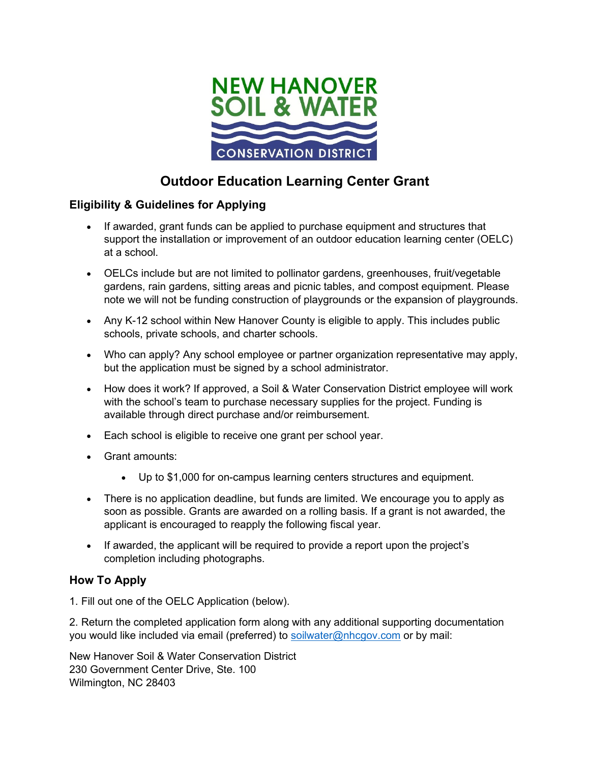NEW HANOVER
SOIL & WATER
CONSERVATION DISTRICT

# Outdoor Education Learning Center Grant

## Eligibility & Guidelines for Applying

- If awarded, grant funds can be applied to purchase equipment and structures that support the installation or improvement of an outdoor education learning center (OELC) at a school.
- OELCs include but are not limited to pollinator gardens, greenhouses, fruit/vegetable gardens, rain gardens, sitting areas and picnic tables, and compost equipment. Please note we will not be funding construction of playgrounds or the expansion of playgrounds.
- Any K-12 school within New Hanover County is eligible to apply. This includes public schools, private schools, and charter schools.
- Who can apply? Any school employee or partner organization representative may apply, but the application must be signed by a school administrator.
- How does it work? If approved, a Soil & Water Conservation District employee will work with the school's team to purchase necessary supplies for the project. Funding is available through direct purchase and/or reimbursement.
- Each school is eligible to receive one grant per school year.
- Grant amounts:
    - Up to $1,000 for on-campus learning centers structures and equipment.
- There is no application deadline, but funds are limited. We encourage you to apply as soon as possible. Grants are awarded on a rolling basis. If a grant is not awarded, the applicant is encouraged to reapply the following fiscal year.
- If awarded, the applicant will be required to provide a report upon the project's completion including photographs.

## How To Apply

1. Fill out one of the OELC Application (below).

2. Return the completed application form along with any additional supporting documentation you would like included via email (preferred) to soilwater@nhcgov.com or by mail:

New Hanover Soil & Water Conservation District
230 Government Center Drive, Ste. 100
Wilmington, NC 28403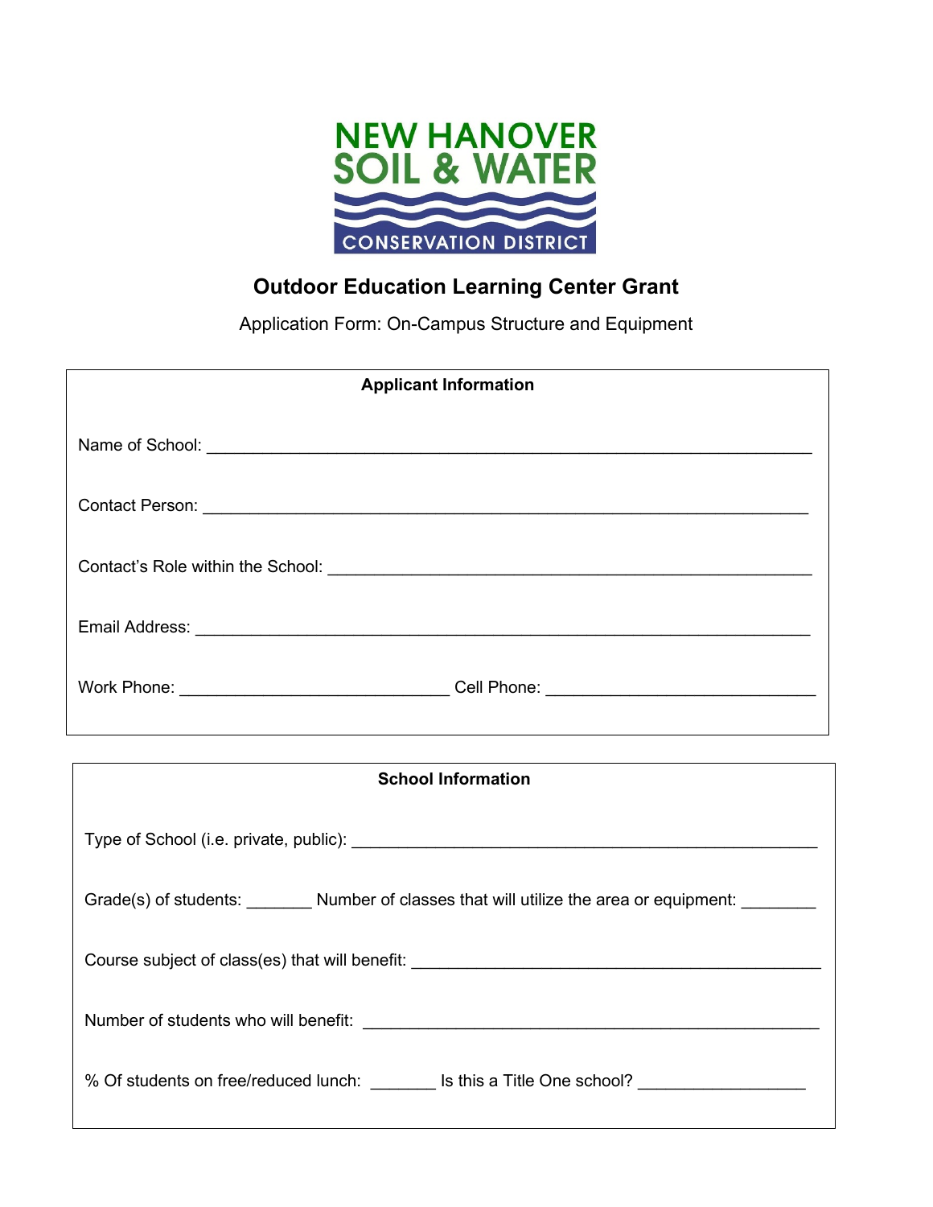NEW HANOVER
SOIL & WATER
CONSERVATION DISTRICT

## Outdoor Education Learning Center Grant

Application Form: On-Campus Structure and Equipment

**Applicant Information**

Name of School: ______________________________________________________________

Contact Person: ______________________________________________________________

Contact's Role within the School: _____________________________________________

Email Address: ______________________________________________________________

Work Phone: ____________________________ Cell Phone: ____________________________

**School Information**

Type of School (i.e. private, public): _____________________________________________

Grade(s) of students: _______ Number of classes that will utilize the area or equipment: ________

Course subject of class(es) that will benefit: ________________________________________

Number of students who will benefit: _____________________________________________

% Of students on free/reduced lunch: _______ Is this a Title One school? _________________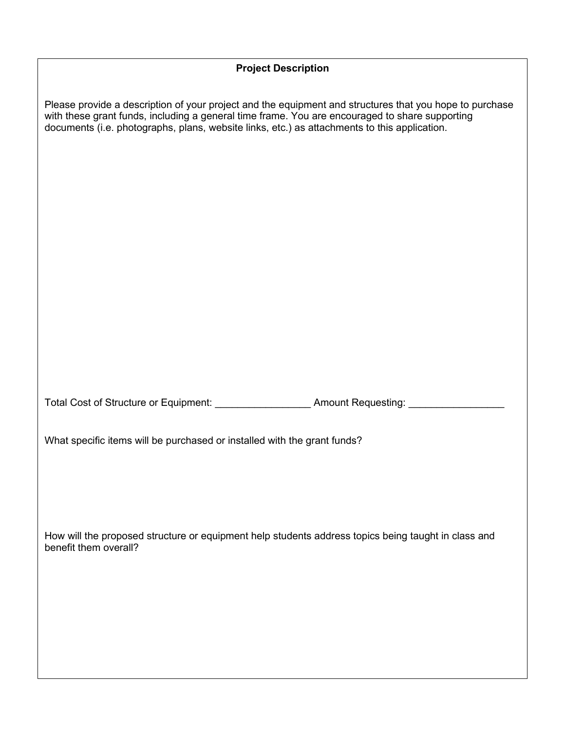## Project Description

Please provide a description of your project and the equipment and structures that you hope to purchase with these grant funds, including a general time frame. You are encouraged to share supporting documents (i.e. photographs, plans, website links, etc.) as attachments to this application.

Total Cost of Structure or Equipment: _________________ Amount Requesting: _________________

What specific items will be purchased or installed with the grant funds?

How will the proposed structure or equipment help students address topics being taught in class and benefit them overall?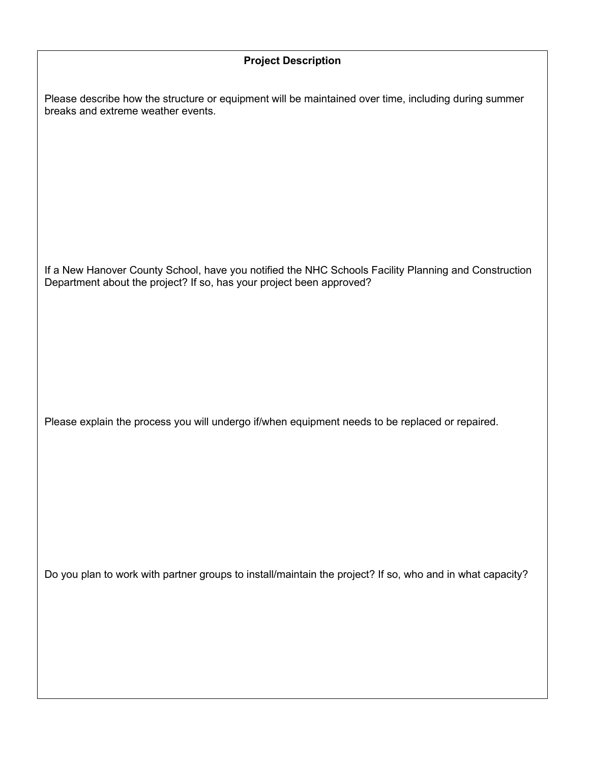**Project Description**

Please describe how the structure or equipment will be maintained over time, including during summer breaks and extreme weather events.

If a New Hanover County School, have you notified the NHC Schools Facility Planning and Construction Department about the project? If so, has your project been approved?

Please explain the process you will undergo if/when equipment needs to be replaced or repaired.

Do you plan to work with partner groups to install/maintain the project? If so, who and in what capacity?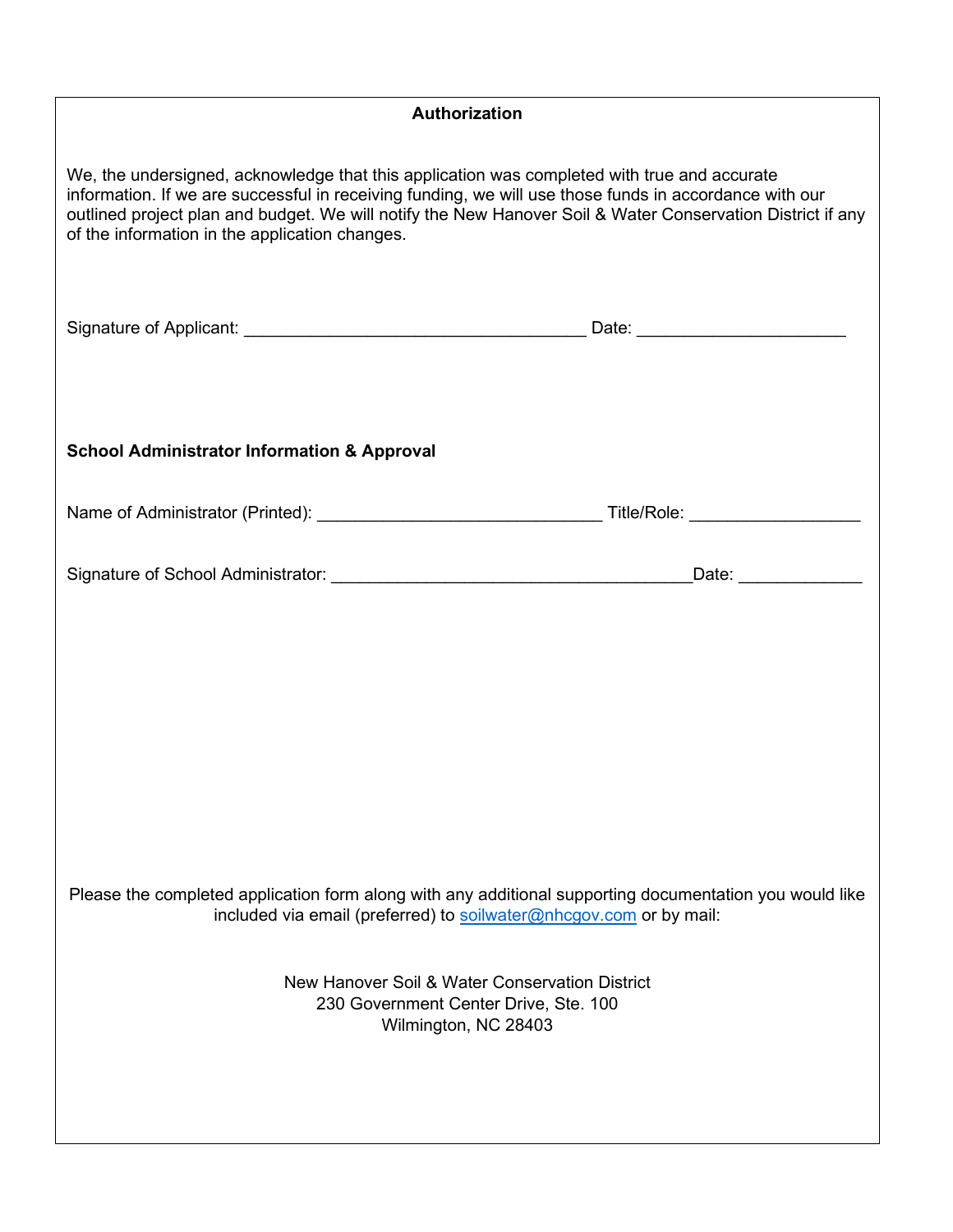**Authorization**

We, the undersigned, acknowledge that this application was completed with true and accurate information. If we are successful in receiving funding, we will use those funds in accordance with our outlined project plan and budget. We will notify the New Hanover Soil & Water Conservation District if any of the information in the application changes.

Signature of Applicant: ___________________________________ Date: _____________________

**School Administrator Information & Approval**

Name of Administrator (Printed): _____________________________ Title/Role: _________________

Signature of School Administrator: _____________________________________Date: ____________

Please the completed application form along with any additional supporting documentation you would like included via email (preferred) to soilwater@nhcgov.com or by mail:

New Hanover Soil & Water Conservation District
230 Government Center Drive, Ste. 100
Wilmington, NC 28403